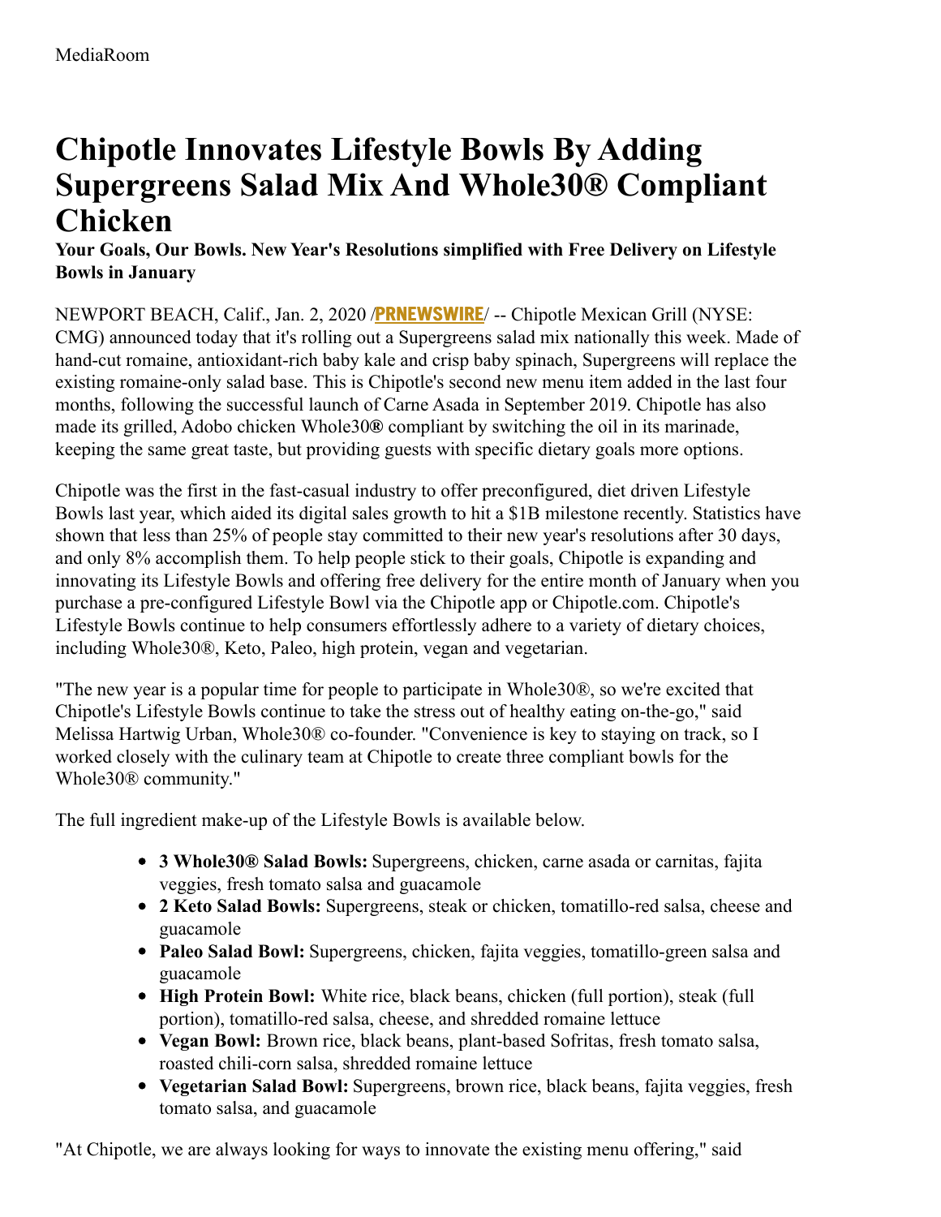MediaRoom

# Chipotle Innovates Lifestyle Bowls By Adding Supergreens Salad Mix And Whole30® Compliant Chicken

**Your Goals, Our Bowls. New Year's Resolutions simplified with Free Delivery on Lifestyle Bowls in January**

NEWPORT BEACH, Calif., Jan. 2, 2020 /**PRNEWSWIRE**/ -- Chipotle Mexican Grill (NYSE: CMG) announced today that it's rolling out a Supergreens salad mix nationally this week. Made of hand-cut romaine, antioxidant-rich baby kale and crisp baby spinach, Supergreens will replace the existing romaine-only salad base. This is Chipotle's second new menu item added in the last four months, following the successful launch of Carne Asada in September 2019. Chipotle has also made its grilled, Adobo chicken Whole30**®** compliant by switching the oil in its marinade, keeping the same great taste, but providing guests with specific dietary goals more options.

Chipotle was the first in the fast-casual industry to offer preconfigured, diet driven Lifestyle Bowls last year, which aided its digital sales growth to hit a $1B milestone recently. Statistics have shown that less than 25% of people stay committed to their new year's resolutions after 30 days, and only 8% accomplish them. To help people stick to their goals, Chipotle is expanding and innovating its Lifestyle Bowls and offering free delivery for the entire month of January when you purchase a pre-configured Lifestyle Bowl via the Chipotle app or Chipotle.com. Chipotle's Lifestyle Bowls continue to help consumers effortlessly adhere to a variety of dietary choices, including Whole30®, Keto, Paleo, high protein, vegan and vegetarian.

"The new year is a popular time for people to participate in Whole30®, so we're excited that Chipotle's Lifestyle Bowls continue to take the stress out of healthy eating on-the-go," said Melissa Hartwig Urban, Whole30® co-founder. "Convenience is key to staying on track, so I worked closely with the culinary team at Chipotle to create three compliant bowls for the Whole30® community."

The full ingredient make-up of the Lifestyle Bowls is available below.

- **3 Whole30® Salad Bowls:** Supergreens, chicken, carne asada or carnitas, fajita veggies, fresh tomato salsa and guacamole
- **2 Keto Salad Bowls:** Supergreens, steak or chicken, tomatillo-red salsa, cheese and guacamole
- **Paleo Salad Bowl:** Supergreens, chicken, fajita veggies, tomatillo-green salsa and guacamole
- **High Protein Bowl:** White rice, black beans, chicken (full portion), steak (full portion), tomatillo-red salsa, cheese, and shredded romaine lettuce
- **Vegan Bowl:** Brown rice, black beans, plant-based Sofritas, fresh tomato salsa, roasted chili-corn salsa, shredded romaine lettuce
- **Vegetarian Salad Bowl:** Supergreens, brown rice, black beans, fajita veggies, fresh tomato salsa, and guacamole

"At Chipotle, we are always looking for ways to innovate the existing menu offering," said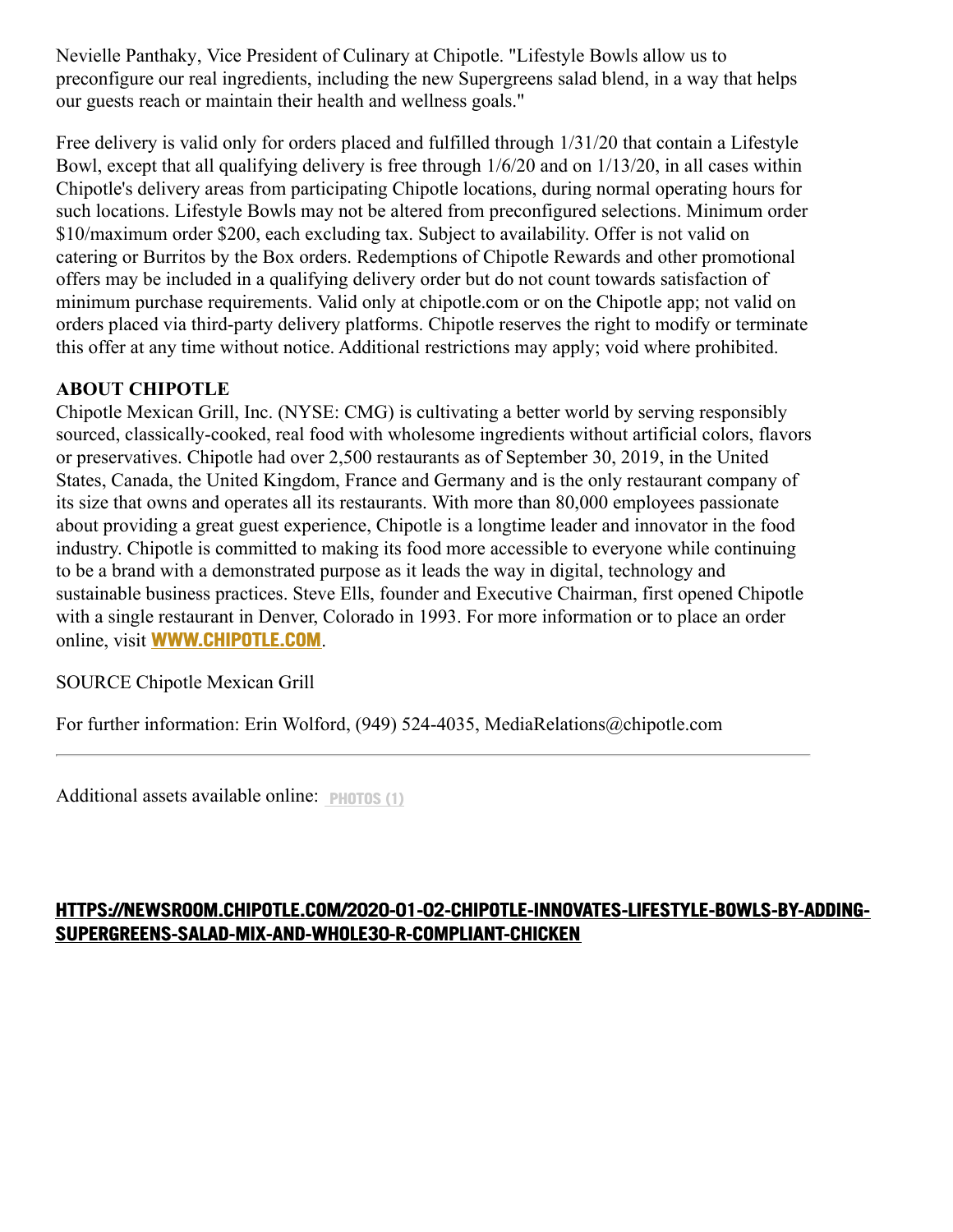Nevielle Panthaky, Vice President of Culinary at Chipotle. "Lifestyle Bowls allow us to preconfigure our real ingredients, including the new Supergreens salad blend, in a way that helps our guests reach or maintain their health and wellness goals."

Free delivery is valid only for orders placed and fulfilled through 1/31/20 that contain a Lifestyle Bowl, except that all qualifying delivery is free through 1/6/20 and on 1/13/20, in all cases within Chipotle's delivery areas from participating Chipotle locations, during normal operating hours for such locations. Lifestyle Bowls may not be altered from preconfigured selections. Minimum order $10/maximum order $200, each excluding tax. Subject to availability. Offer is not valid on catering or Burritos by the Box orders. Redemptions of Chipotle Rewards and other promotional offers may be included in a qualifying delivery order but do not count towards satisfaction of minimum purchase requirements. Valid only at chipotle.com or on the Chipotle app; not valid on orders placed via third-party delivery platforms. Chipotle reserves the right to modify or terminate this offer at any time without notice. Additional restrictions may apply; void where prohibited.

**ABOUT CHIPOTLE**

Chipotle Mexican Grill, Inc. (NYSE: CMG) is cultivating a better world by serving responsibly sourced, classically-cooked, real food with wholesome ingredients without artificial colors, flavors or preservatives. Chipotle had over 2,500 restaurants as of September 30, 2019, in the United States, Canada, the United Kingdom, France and Germany and is the only restaurant company of its size that owns and operates all its restaurants. With more than 80,000 employees passionate about providing a great guest experience, Chipotle is a longtime leader and innovator in the food industry. Chipotle is committed to making its food more accessible to everyone while continuing to be a brand with a demonstrated purpose as it leads the way in digital, technology and sustainable business practices. Steve Ells, founder and Executive Chairman, first opened Chipotle with a single restaurant in Denver, Colorado in 1993. For more information or to place an order online, visit **WWW.CHIPOTLE.COM**.

SOURCE Chipotle Mexican Grill

For further information: Erin Wolford, (949) 524-4035, MediaRelations@chipotle.com

---

Additional assets available online: PHOTOS (1)

**HTTPS://NEWSROOM.CHIPOTLE.COM/2020-01-02-CHIPOTLE-INNOVATES-LIFESTYLE-BOWLS-BY-ADDING-SUPERGREENS-SALAD-MIX-AND-WHOLE30-R-COMPLIANT-CHICKEN**